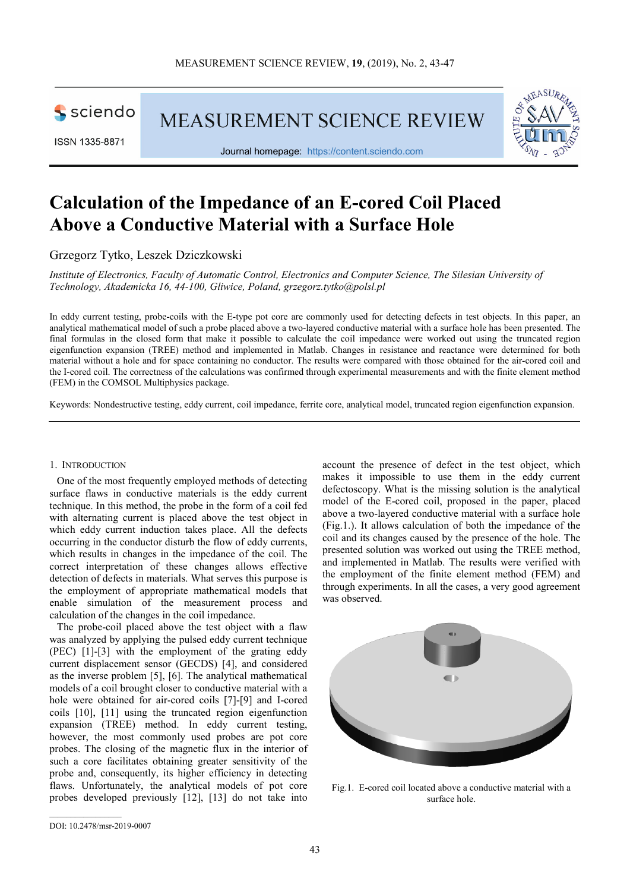# Calculation of the Impedance of an E-cored Coil Placed Above a Conductive Material with a Surface Hole

Grzegorz Tytko, Leszek Dziczkowski

*Institute of Electronics, Faculty of Automatic Control, Electronics and Computer Science, The Silesian University of Technology, Akademicka 16, 44-100, Gliwice, Poland, grzegorz.tytko@polsl.pl*

In eddy current testing, probe-coils with the E-type pot core are commonly used for detecting defects in test objects. In this paper, an analytical mathematical model of such a probe placed above a two-layered conductive material with a surface hole has been presented. The final formulas in the closed form that make it possible to calculate the coil impedance were worked out using the truncated region eigenfunction expansion (TREE) method and implemented in Matlab. Changes in resistance and reactance were determined for both material without a hole and for space containing no conductor. The results were compared with those obtained for the air-cored coil and the I-cored coil. The correctness of the calculations was confirmed through experimental measurements and with the finite element method (FEM) in the COMSOL Multiphysics package.

Keywords: Nondestructive testing, eddy current, coil impedance, ferrite core, analytical model, truncated region eigenfunction expansion.

## 1. Introduction

One of the most frequently employed methods of detecting surface flaws in conductive materials is the eddy current technique. In this method, the probe in the form of a coil fed with alternating current is placed above the test object in which eddy current induction takes place. All the defects occurring in the conductor disturb the flow of eddy currents, which results in changes in the impedance of the coil. The correct interpretation of these changes allows effective detection of defects in materials. What serves this purpose is the employment of appropriate mathematical models that enable simulation of the measurement process and calculation of the changes in the coil impedance.

The probe-coil placed above the test object with a flaw was analyzed by applying the pulsed eddy current technique (PEC) [1]-[3] with the employment of the grating eddy current displacement sensor (GECDS) [4], and considered as the inverse problem [5], [6]. The analytical mathematical models of a coil brought closer to conductive material with a hole were obtained for air-cored coils [7]-[9] and I-cored coils [10], [11] using the truncated region eigenfunction expansion (TREE) method. In eddy current testing, however, the most commonly used probes are pot core probes. The closing of the magnetic flux in the interior of such a core facilitates obtaining greater sensitivity of the probe and, consequently, its higher efficiency in detecting flaws. Unfortunately, the analytical models of pot core probes developed previously [12], [13] do not take into account the presence of defect in the test object, which makes it impossible to use them in the eddy current defectoscopy. What is the missing solution is the analytical model of the E-cored coil, proposed in the paper, placed above a two-layered conductive material with a surface hole (Fig.1.). It allows calculation of both the impedance of the coil and its changes caused by the presence of the hole. The presented solution was worked out using the TREE method, and implemented in Matlab. The results were verified with the employment of the finite element method (FEM) and through experiments. In all the cases, a very good agreement was observed.

Fig.1. E-cored coil located above a conductive material with a surface hole.

DOI: 10.2478/msr-2019-0007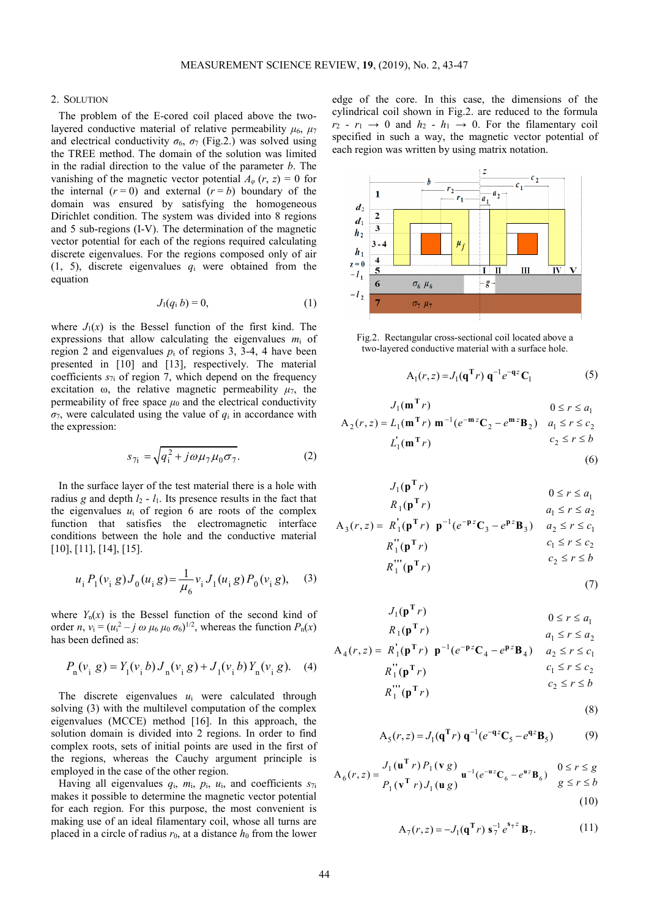## 2. Solution

The problem of the E-cored coil placed above the two-layered conductive material of relative permeability $\mu_6$, $\mu_7$ and electrical conductivity $\sigma_6$, $\sigma_7$ (Fig.2.) was solved using the TREE method. The domain of the solution was limited in the radial direction to the value of the parameter $b$. The vanishing of the magnetic vector potential $A_\varphi(r, z) = 0$ for the internal $(r = 0)$ and external $(r = b)$ boundary of the domain was ensured by satisfying the homogeneous Dirichlet condition. The system was divided into 8 regions and 5 sub-regions (I-V). The determination of the magnetic vector potential for each of the regions required calculating discrete eigenvalues. For the regions composed only of air (1, 5), discrete eigenvalues $q_i$ were obtained from the equation

$$J_1(q_i b) = 0, \tag{1}$$

where $J_1(x)$ is the Bessel function of the first kind. The expressions that allow calculating the eigenvalues $m_i$ of region 2 and eigenvalues $p_i$ of regions 3, 3-4, 4 have been presented in [10] and [13], respectively. The material coefficients $s_{7i}$ of region 7, which depend on the frequency excitation $\omega$, the relative magnetic permeability $\mu_7$, the permeability of free space $\mu_0$ and the electrical conductivity $\sigma_7$, were calculated using the value of $q_i$ in accordance with the expression:

$$s_{7i} = \sqrt{q_i^2 + j\omega\mu_7\mu_0\sigma_7}. \tag{2}$$

In the surface layer of the test material there is a hole with radius $g$ and depth $l_2$ - $l_1$. Its presence results in the fact that the eigenvalues $u_i$ of region 6 are roots of the complex function that satisfies the electromagnetic interface conditions between the hole and the conductive material [10], [11], [14], [15].

$$u_i P_1(v_i\, g) J_0(u_i\, g) = \frac{1}{\mu_6} v_i J_1(u_i\, g) P_0(v_i\, g), \tag{3}$$

where $Y_n(x)$ is the Bessel function of the second kind of order $n$, $v_i = (u_i^2 - j\,\omega\,\mu_6\,\mu_0\,\sigma_6)^{1/2}$, whereas the function $P_n(x)$ has been defined as:

$$P_n(v_i\, g) = Y_1(v_i\, b) J_n(v_i\, g) + J_1(v_i\, b) Y_n(v_i\, g). \tag{4}$$

The discrete eigenvalues $u_i$ were calculated through solving (3) with the multilevel computation of the complex eigenvalues (MCCE) method [16]. In this approach, the solution domain is divided into 2 regions. In order to find complex roots, sets of initial points are used in the first of the regions, whereas the Cauchy argument principle is employed in the case of the other region.

Having all eigenvalues $q_i$, $m_i$, $p_i$, $u_i$, and coefficients $s_{7i}$ makes it possible to determine the magnetic vector potential for each region. For this purpose, the most convenient is making use of an ideal filamentary coil, whose all turns are placed in a circle of radius $r_0$, at a distance $h_0$ from the lower edge of the core. In this case, the dimensions of the cylindrical coil shown in Fig.2. are reduced to the formula $r_2$ - $r_1 \rightarrow 0$ and $h_2$ - $h_1 \rightarrow 0$. For the filamentary coil specified in such a way, the magnetic vector potential of each region was written by using matrix notation.

Fig.2. Rectangular cross-sectional coil located above a two-layered conductive material with a surface hole.

$$\mathrm{A}_1(r,z) = J_1(\mathbf{q}^{\mathbf{T}} r)\, \mathbf{q}^{-1} e^{-\mathbf{q}z} \mathbf{C}_1 \tag{5}$$

$$\mathrm{A}_2(r,z) = \begin{matrix} J_1(\mathbf{m}^{\mathbf{T}} r) \\ L_1(\mathbf{m}^{\mathbf{T}} r) \\ L_1'(\mathbf{m}^{\mathbf{T}} r) \end{matrix}\; \mathbf{m}^{-1}(e^{-\mathbf{m}z}\mathbf{C}_2 - e^{\mathbf{m}z}\mathbf{B}_2) \quad \begin{matrix} 0 \le r \le a_1 \\ a_1 \le r \le c_2 \\ c_2 \le r \le b \end{matrix} \tag{6}$$

$$\mathrm{A}_3(r,z) = \begin{matrix} J_1(\mathbf{p}^{\mathbf{T}} r) \\ R_1(\mathbf{p}^{\mathbf{T}} r) \\ R_1'(\mathbf{p}^{\mathbf{T}} r) \\ R_1''(\mathbf{p}^{\mathbf{T}} r) \\ R_1'''(\mathbf{p}^{\mathbf{T}} r) \end{matrix}\; \mathbf{p}^{-1}(e^{-\mathbf{p}z}\mathbf{C}_3 - e^{\mathbf{p}z}\mathbf{B}_3) \quad \begin{matrix} 0 \le r \le a_1 \\ a_1 \le r \le a_2 \\ a_2 \le r \le c_1 \\ c_1 \le r \le c_2 \\ c_2 \le r \le b \end{matrix} \tag{7}$$

$$\mathrm{A}_4(r,z) = \begin{matrix} J_1(\mathbf{p}^{\mathbf{T}} r) \\ R_1(\mathbf{p}^{\mathbf{T}} r) \\ R_1'(\mathbf{p}^{\mathbf{T}} r) \\ R_1''(\mathbf{p}^{\mathbf{T}} r) \\ R_1'''(\mathbf{p}^{\mathbf{T}} r) \end{matrix}\; \mathbf{p}^{-1}(e^{-\mathbf{p}z}\mathbf{C}_4 - e^{\mathbf{p}z}\mathbf{B}_4) \quad \begin{matrix} 0 \le r \le a_1 \\ a_1 \le r \le a_2 \\ a_2 \le r \le c_1 \\ c_1 \le r \le c_2 \\ c_2 \le r \le b \end{matrix} \tag{8}$$

$$\mathrm{A}_5(r,z) = J_1(\mathbf{q}^{\mathbf{T}} r)\, \mathbf{q}^{-1}(e^{-\mathbf{q}z}\mathbf{C}_5 - e^{\mathbf{q}z}\mathbf{B}_5) \tag{9}$$

$$\mathrm{A}_6(r,z) = \frac{J_1(\mathbf{u}^{\mathbf{T}} r)\, P_1(\mathbf{v}\, g)}{P_1(\mathbf{v}^{\mathbf{T}} r)\, J_1(\mathbf{u}\, g)}\; \mathbf{u}^{-1}(e^{-\mathbf{u}z}\mathbf{C}_6 - e^{\mathbf{u}z}\mathbf{B}_6) \quad \begin{matrix} 0 \le r \le g \\ g \le r \le b \end{matrix} \tag{10}$$

$$\mathrm{A}_7(r,z) = -J_1(\mathbf{q}^{\mathbf{T}} r)\, \mathbf{s}_7^{-1} e^{\mathbf{s}_7 z}\, \mathbf{B}_7. \tag{11}$$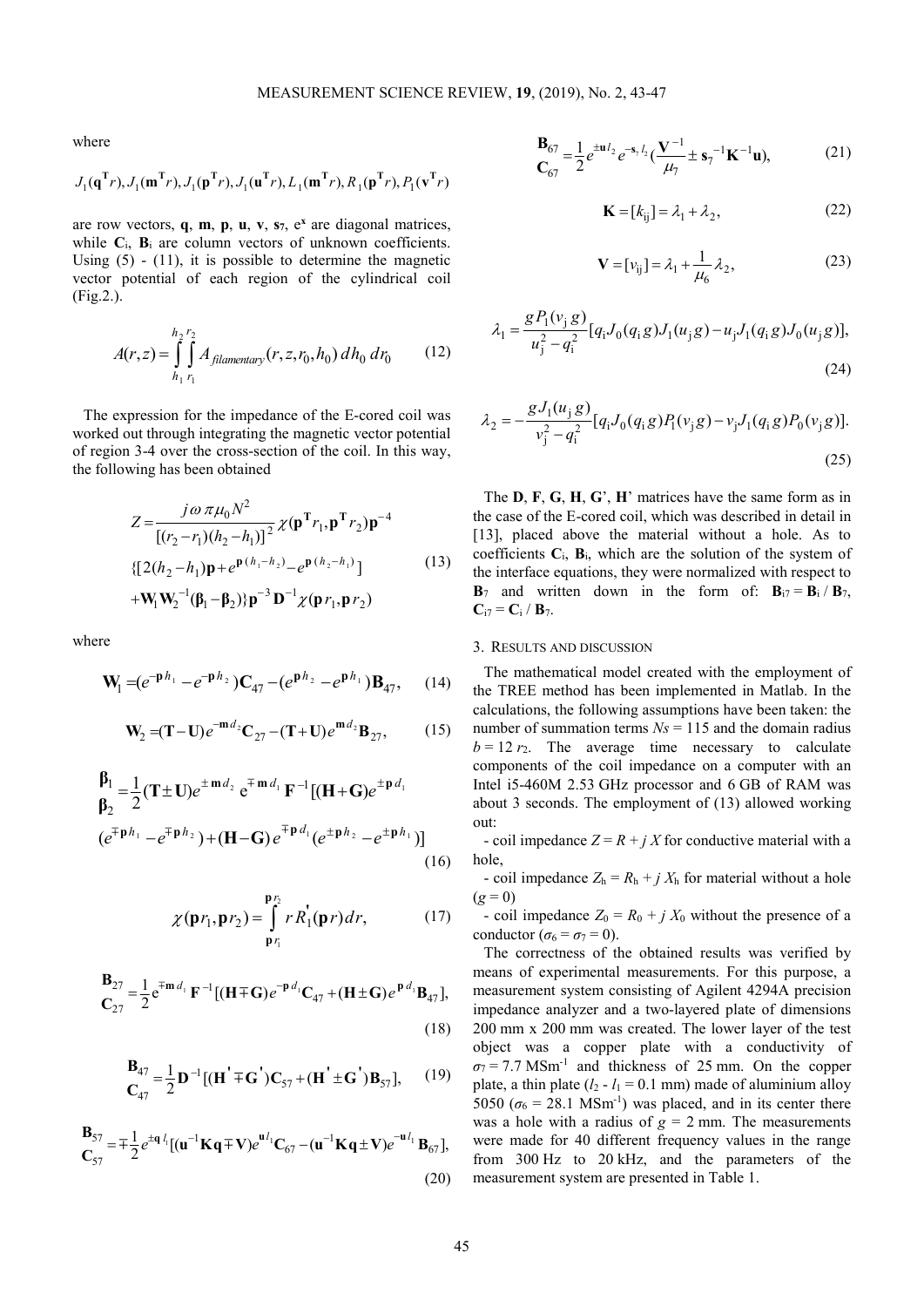where

$$J_1(\mathbf{q}^{\mathbf{T}}r), J_1(\mathbf{m}^{\mathbf{T}}r), J_1(\mathbf{p}^{\mathbf{T}}r), J_1(\mathbf{u}^{\mathbf{T}}r), L_1(\mathbf{m}^{\mathbf{T}}r), R_1(\mathbf{p}^{\mathbf{T}}r), P_1(\mathbf{v}^{\mathbf{T}}r)$$

are row vectors, $\mathbf{q}$, $\mathbf{m}$, $\mathbf{p}$, $\mathbf{u}$, $\mathbf{v}$, $\mathbf{s}_7$, $\mathbf{e}^{\mathbf{x}}$ are diagonal matrices, while $\mathbf{C}_i$, $\mathbf{B}_i$ are column vectors of unknown coefficients. Using (5) - (11), it is possible to determine the magnetic vector potential of each region of the cylindrical coil (Fig.2.).

$$A(r,z) = \int_{h_1}^{h_2}\int_{r_1}^{r_2} A_{filamentary}(r,z,r_0,h_0)\, dh_0\, dr_0 \tag{12}$$

The expression for the impedance of the E-cored coil was worked out through integrating the magnetic vector potential of region 3-4 over the cross-section of the coil. In this way, the following has been obtained

$$\begin{aligned} Z = {} & \frac{j\omega\pi\mu_0 N^2}{[(r_2-r_1)(h_2-h_1)]^2}\chi(\mathbf{p}^{\mathbf{T}}r_1, \mathbf{p}^{\mathbf{T}}r_2)\mathbf{p}^{-4} \\ & \{[2(h_2-h_1)\mathbf{p} + e^{\mathbf{p}(h_1-h_2)} - e^{\mathbf{p}(h_2-h_1)}] \\ & + \mathbf{W}_1\mathbf{W}_2^{-1}(\boldsymbol{\beta}_1 - \boldsymbol{\beta}_2)\}\mathbf{p}^{-3}\mathbf{D}^{-1}\chi(\mathbf{p}r_1, \mathbf{p}r_2) \end{aligned} \tag{13}$$

where

$$\mathbf{W}_1 = (e^{-\mathbf{p}h_1} - e^{-\mathbf{p}h_2})\mathbf{C}_{47} - (e^{\mathbf{p}h_2} - e^{\mathbf{p}h_1})\mathbf{B}_{47}, \tag{14}$$

$$\mathbf{W}_2 = (\mathbf{T}-\mathbf{U})e^{-\mathbf{m}d_2}\mathbf{C}_{27} - (\mathbf{T}+\mathbf{U})e^{\mathbf{m}d_2}\mathbf{B}_{27}, \tag{15}$$

$$\begin{aligned} \begin{matrix}\boldsymbol{\beta}_1 \\ \boldsymbol{\beta}_2\end{matrix} = {} & \frac{1}{2}(\mathbf{T} \pm \mathbf{U})e^{\pm\mathbf{m}d_2}\, \mathrm{e}^{\mp\mathbf{m}d_1}\mathbf{F}^{-1}[(\mathbf{H}+\mathbf{G})e^{\pm\mathbf{p}d_1} \\ & (e^{\mp\mathbf{p}h_1} - e^{\mp\mathbf{p}h_2}) + (\mathbf{H}-\mathbf{G})e^{\mp\mathbf{p}d_1}(e^{\pm\mathbf{p}h_2} - e^{\pm\mathbf{p}h_1})] \end{aligned} \tag{16}$$

$$\chi(\mathbf{p}r_1, \mathbf{p}r_2) = \int_{\mathbf{p}r_1}^{\mathbf{p}r_2} r R_1'(\mathbf{p}r)\, dr, \tag{17}$$

$$\begin{matrix}\mathbf{B}_{27} \\ \mathbf{C}_{27}\end{matrix} = \frac{1}{2}\mathrm{e}^{\mp\mathbf{m}d_1}\mathbf{F}^{-1}[(\mathbf{H}\mp\mathbf{G})e^{-\mathbf{p}d_1}\mathbf{C}_{47} + (\mathbf{H}\pm\mathbf{G})e^{\mathbf{p}d_1}\mathbf{B}_{47}], \tag{18}$$

$$\begin{matrix}\mathbf{B}_{47} \\ \mathbf{C}_{47}\end{matrix} = \frac{1}{2}\mathbf{D}^{-1}[(\mathbf{H}'\mp\mathbf{G}')\mathbf{C}_{57} + (\mathbf{H}'\pm\mathbf{G}')\mathbf{B}_{57}], \tag{19}$$

$$\begin{matrix}\mathbf{B}_{57} \\ \mathbf{C}_{57}\end{matrix} = \mp\frac{1}{2}e^{\pm\mathbf{q}\,l_1}[(\mathbf{u}^{-1}\mathbf{K}\mathbf{q}\mp\mathbf{V})e^{\mathbf{u}l_1}\mathbf{C}_{67} - (\mathbf{u}^{-1}\mathbf{K}\mathbf{q}\pm\mathbf{V})e^{-\mathbf{u}l_1}\mathbf{B}_{67}], \tag{20}$$

$$\begin{matrix}\mathbf{B}_{67} \\ \mathbf{C}_{67}\end{matrix} = \frac{1}{2}e^{\pm\mathbf{u}l_2}e^{-\mathbf{s}_7 l_2}(\frac{\mathbf{V}^{-1}}{\mu_7} \pm \mathbf{s}_7^{-1}\mathbf{K}^{-1}\mathbf{u}), \tag{21}$$

$$\mathbf{K} = [k_{\mathrm{ij}}] = \lambda_1 + \lambda_2, \tag{22}$$

$$\mathbf{V} = [v_{\mathrm{ij}}] = \lambda_1 + \frac{1}{\mu_6}\lambda_2, \tag{23}$$

$$\lambda_1 = \frac{g P_1(v_{\mathrm{j}}\, g)}{u_{\mathrm{j}}^2 - q_{\mathrm{i}}^2}[q_{\mathrm{i}} J_0(q_{\mathrm{i}}\, g) J_1(u_{\mathrm{j}}\, g) - u_{\mathrm{j}} J_1(q_{\mathrm{i}}\, g) J_0(u_{\mathrm{j}}\, g)], \tag{24}$$

$$\lambda_2 = -\frac{g J_1(u_{\mathrm{j}}\, g)}{v_{\mathrm{j}}^2 - q_{\mathrm{i}}^2}[q_{\mathrm{i}} J_0(q_{\mathrm{i}}\, g) P_1(v_{\mathrm{j}}\, g) - v_{\mathrm{j}} J_1(q_{\mathrm{i}}\, g) P_0(v_{\mathrm{j}}\, g)]. \tag{25}$$

The **D**, **F**, **G**, **H**, **G'**, **H'** matrices have the same form as in the case of the E-cored coil, which was described in detail in [13], placed above the material without a hole. As to coefficients $\mathbf{C}_i$, $\mathbf{B}_i$, which are the solution of the system of the interface equations, they were normalized with respect to $\mathbf{B}_7$ and written down in the form of: $\mathbf{B}_{i7} = \mathbf{B}_i / \mathbf{B}_7$, $\mathbf{C}_{i7} = \mathbf{C}_i / \mathbf{B}_7$.

## 3. Results and discussion

The mathematical model created with the employment of the TREE method has been implemented in Matlab. In the calculations, the following assumptions have been taken: the number of summation terms $Ns = 115$ and the domain radius $b = 12\, r_2$. The average time necessary to calculate components of the coil impedance on a computer with an Intel i5-460M 2.53 GHz processor and 6 GB of RAM was about 3 seconds. The employment of (13) allowed working out:

- coil impedance $Z = R + j\, X$ for conductive material with a hole,
- coil impedance $Z_h = R_h + j\, X_h$ for material without a hole ($g = 0$)
- coil impedance $Z_0 = R_0 + j\, X_0$ without the presence of a conductor ($\sigma_6 = \sigma_7 = 0$).

The correctness of the obtained results was verified by means of experimental measurements. For this purpose, a measurement system consisting of Agilent 4294A precision impedance analyzer and a two-layered plate of dimensions 200 mm x 200 mm was created. The lower layer of the test object was a copper plate with a conductivity of $\sigma_7 = 7.7\ \mathrm{MSm}^{-1}$ and thickness of 25 mm. On the copper plate, a thin plate ($l_2$ - $l_1$ = 0.1 mm) made of aluminium alloy 5050 ($\sigma_6 = 28.1\ \mathrm{MSm}^{-1}$) was placed, and in its center there was a hole with a radius of $g = 2$ mm. The measurements were made for 40 different frequency values in the range from 300 Hz to 20 kHz, and the parameters of the measurement system are presented in Table 1.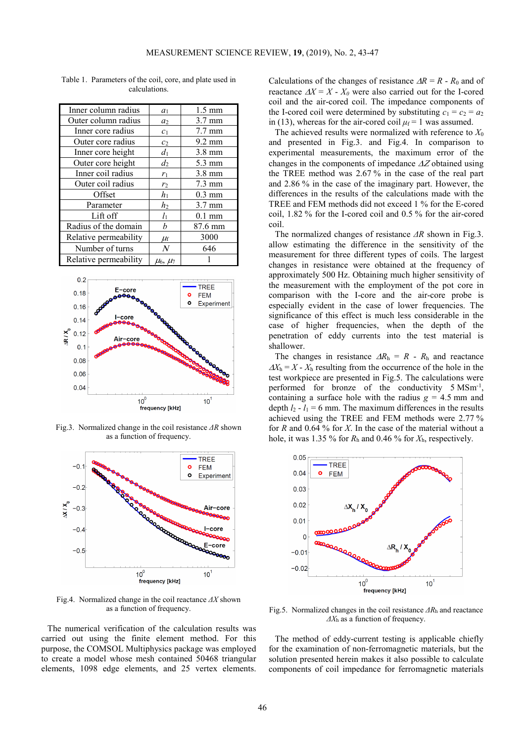Table 1. Parameters of the coil, core, and plate used in calculations.

| | | |
|---|---|---|
| Inner column radius | $a_1$ | 1.5 mm |
| Outer column radius | $a_2$ | 3.7 mm |
| Inner core radius | $c_1$ | 7.7 mm |
| Outer core radius | $c_2$ | 9.2 mm |
| Inner core height | $d_1$ | 3.8 mm |
| Outer core height | $d_2$ | 5.3 mm |
| Inner coil radius | $r_1$ | 3.8 mm |
| Outer coil radius | $r_2$ | 7.3 mm |
| Offset | $h_1$ | 0.3 mm |
| Parameter | $h_2$ | 3.7 mm |
| Lift off | $l_1$ | 0.1 mm |
| Radius of the domain | $b$ | 87.6 mm |
| Relative permeability | $\mu_f$ | 3000 |
| Number of turns | $N$ | 646 |
| Relative permeability | $\mu_6$, $\mu_7$ | 1 |

Fig.3. Normalized change in the coil resistance $\Delta R$ shown as a function of frequency.

Fig.4. Normalized change in the coil reactance $\Delta X$ shown as a function of frequency.

The numerical verification of the calculation results was carried out using the finite element method. For this purpose, the COMSOL Multiphysics package was employed to create a model whose mesh contained 50468 triangular elements, 1098 edge elements, and 25 vertex elements. Calculations of the changes of resistance $\Delta R = R - R_0$ and of reactance $\Delta X = X - X_0$ were also carried out for the I-cored coil and the air-cored coil. The impedance components of the I-cored coil were determined by substituting $c_1 = c_2 = a_2$ in (13), whereas for the air-cored coil $\mu_f = 1$ was assumed.

The achieved results were normalized with reference to $X_0$ and presented in Fig.3. and Fig.4. In comparison to experimental measurements, the maximum error of the changes in the components of impedance $\Delta Z$ obtained using the TREE method was 2.67 % in the case of the real part and 2.86 % in the case of the imaginary part. However, the differences in the results of the calculations made with the TREE and FEM methods did not exceed 1 % for the E-cored coil, 1.82 % for the I-cored coil and 0.5 % for the air-cored coil.

The normalized changes of resistance $\Delta R$ shown in Fig.3. allow estimating the difference in the sensitivity of the measurement for three different types of coils. The largest changes in resistance were obtained at the frequency of approximately 500 Hz. Obtaining much higher sensitivity of the measurement with the employment of the pot core in comparison with the I-core and the air-core probe is especially evident in the case of lower frequencies. The significance of this effect is much less considerable in the case of higher frequencies, when the depth of the penetration of eddy currents into the test material is shallower.

The changes in resistance $\Delta R_h = R - R_h$ and reactance $\Delta X_h = X - X_h$ resulting from the occurrence of the hole in the test workpiece are presented in Fig.5. The calculations were performed for bronze of the conductivity 5 MSm$^{-1}$, containing a surface hole with the radius $g$ = 4.5 mm and depth $l_2 - l_1$ = 6 mm. The maximum differences in the results achieved using the TREE and FEM methods were 2.77 % for $R$ and 0.64 % for $X$. In the case of the material without a hole, it was 1.35 % for $R_h$ and 0.46 % for $X_h$, respectively.

Fig.5. Normalized changes in the coil resistance $\Delta R_h$ and reactance $\Delta X_h$ as a function of frequency.

The method of eddy-current testing is applicable chiefly for the examination of non-ferromagnetic materials, but the solution presented herein makes it also possible to calculate components of coil impedance for ferromagnetic materials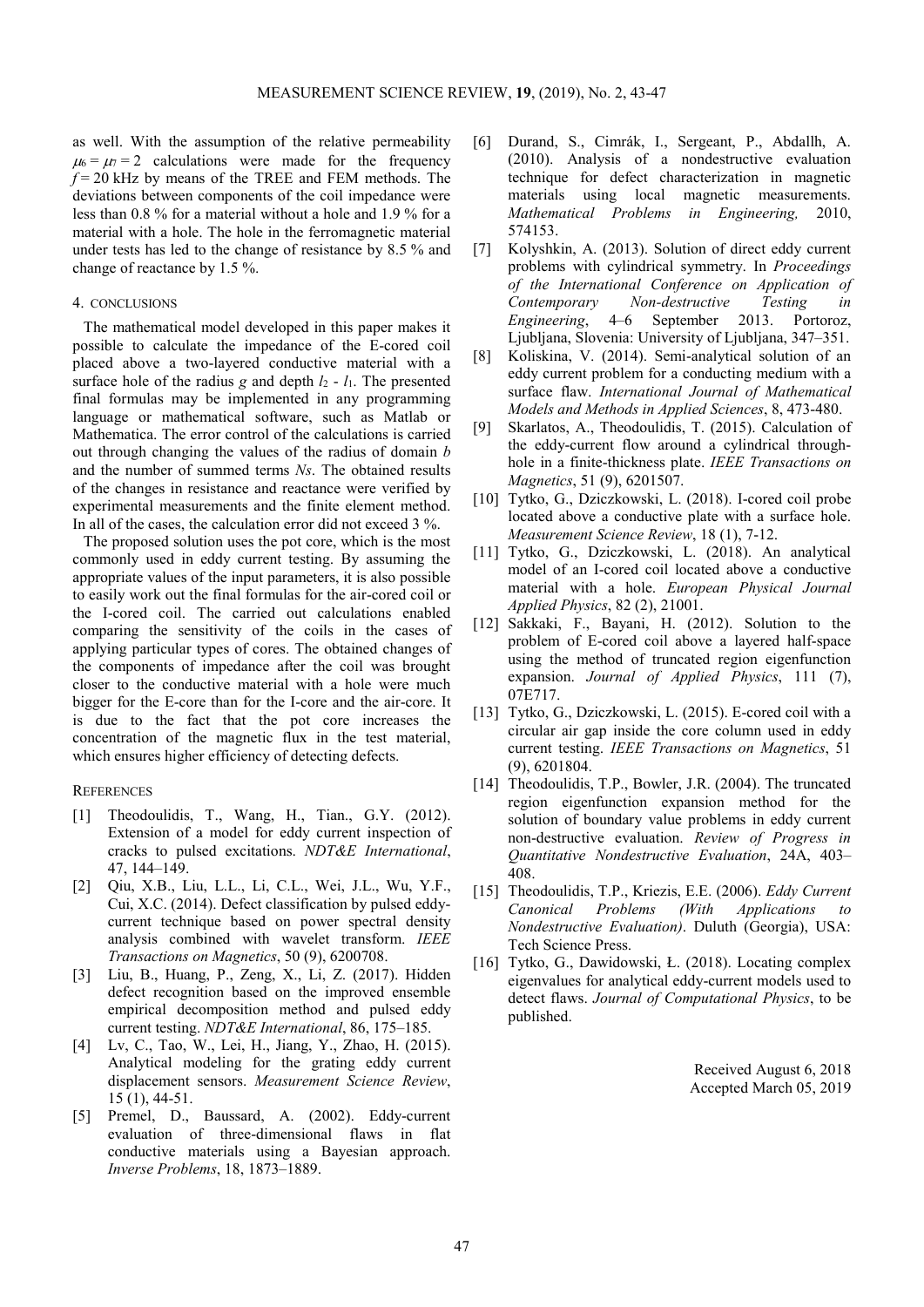as well. With the assumption of the relative permeability $\mu_6 = \mu_7 = 2$ calculations were made for the frequency $f = 20$ kHz by means of the TREE and FEM methods. The deviations between components of the coil impedance were less than 0.8 % for a material without a hole and 1.9 % for a material with a hole. The hole in the ferromagnetic material under tests has led to the change of resistance by 8.5 % and change of reactance by 1.5 %.

## 4. CONCLUSIONS

The mathematical model developed in this paper makes it possible to calculate the impedance of the E-cored coil placed above a two-layered conductive material with a surface hole of the radius $g$ and depth $l_2$ - $l_1$. The presented final formulas may be implemented in any programming language or mathematical software, such as Matlab or Mathematica. The error control of the calculations is carried out through changing the values of the radius of domain $b$ and the number of summed terms $Ns$. The obtained results of the changes in resistance and reactance were verified by experimental measurements and the finite element method. In all of the cases, the calculation error did not exceed 3 %.

The proposed solution uses the pot core, which is the most commonly used in eddy current testing. By assuming the appropriate values of the input parameters, it is also possible to easily work out the final formulas for the air-cored coil or the I-cored coil. The carried out calculations enabled comparing the sensitivity of the coils in the cases of applying particular types of cores. The obtained changes of the components of impedance after the coil was brought closer to the conductive material with a hole were much bigger for the E-core than for the I-core and the air-core. It is due to the fact that the pot core increases the concentration of the magnetic flux in the test material, which ensures higher efficiency of detecting defects.

## REFERENCES

[1] Theodoulidis, T., Wang, H., Tian., G.Y. (2012). Extension of a model for eddy current inspection of cracks to pulsed excitations. *NDT&E International*, 47, 144–149.

[2] Qiu, X.B., Liu, L.L., Li, C.L., Wei, J.L., Wu, Y.F., Cui, X.C. (2014). Defect classification by pulsed eddy-current technique based on power spectral density analysis combined with wavelet transform. *IEEE Transactions on Magnetics*, 50 (9), 6200708.

[3] Liu, B., Huang, P., Zeng, X., Li, Z. (2017). Hidden defect recognition based on the improved ensemble empirical decomposition method and pulsed eddy current testing. *NDT&E International*, 86, 175–185.

[4] Lv, C., Tao, W., Lei, H., Jiang, Y., Zhao, H. (2015). Analytical modeling for the grating eddy current displacement sensors. *Measurement Science Review*, 15 (1), 44-51.

[5] Premel, D., Baussard, A. (2002). Eddy-current evaluation of three-dimensional flaws in flat conductive materials using a Bayesian approach. *Inverse Problems*, 18, 1873–1889.

[6] Durand, S., Cimrák, I., Sergeant, P., Abdallh, A. (2010). Analysis of a nondestructive evaluation technique for defect characterization in magnetic materials using local magnetic measurements. *Mathematical Problems in Engineering,* 2010, 574153.

[7] Kolyshkin, A. (2013). Solution of direct eddy current problems with cylindrical symmetry. In *Proceedings of the International Conference on Application of Contemporary Non-destructive Testing in Engineering*, 4–6 September 2013. Portoroz, Ljubljana, Slovenia: University of Ljubljana, 347–351.

[8] Koliskina, V. (2014). Semi-analytical solution of an eddy current problem for a conducting medium with a surface flaw. *International Journal of Mathematical Models and Methods in Applied Sciences*, 8, 473-480.

[9] Skarlatos, A., Theodoulidis, T. (2015). Calculation of the eddy-current flow around a cylindrical through-hole in a finite-thickness plate. *IEEE Transactions on Magnetics*, 51 (9), 6201507.

[10] Tytko, G., Dziczkowski, L. (2018). I-cored coil probe located above a conductive plate with a surface hole. *Measurement Science Review*, 18 (1), 7-12.

[11] Tytko, G., Dziczkowski, L. (2018). An analytical model of an I-cored coil located above a conductive material with a hole. *European Physical Journal Applied Physics*, 82 (2), 21001.

[12] Sakkaki, F., Bayani, H. (2012). Solution to the problem of E-cored coil above a layered half-space using the method of truncated region eigenfunction expansion. *Journal of Applied Physics*, 111 (7), 07E717.

[13] Tytko, G., Dziczkowski, L. (2015). E-cored coil with a circular air gap inside the core column used in eddy current testing. *IEEE Transactions on Magnetics*, 51 (9), 6201804.

[14] Theodoulidis, T.P., Bowler, J.R. (2004). The truncated region eigenfunction expansion method for the solution of boundary value problems in eddy current non-destructive evaluation. *Review of Progress in Quantitative Nondestructive Evaluation*, 24A, 403–408.

[15] Theodoulidis, T.P., Kriezis, E.E. (2006). *Eddy Current Canonical Problems (With Applications to Nondestructive Evaluation)*. Duluth (Georgia), USA: Tech Science Press.

[16] Tytko, G., Dawidowski, Ł. (2018). Locating complex eigenvalues for analytical eddy-current models used to detect flaws. *Journal of Computational Physics*, to be published.

Received August 6, 2018
Accepted March 05, 2019